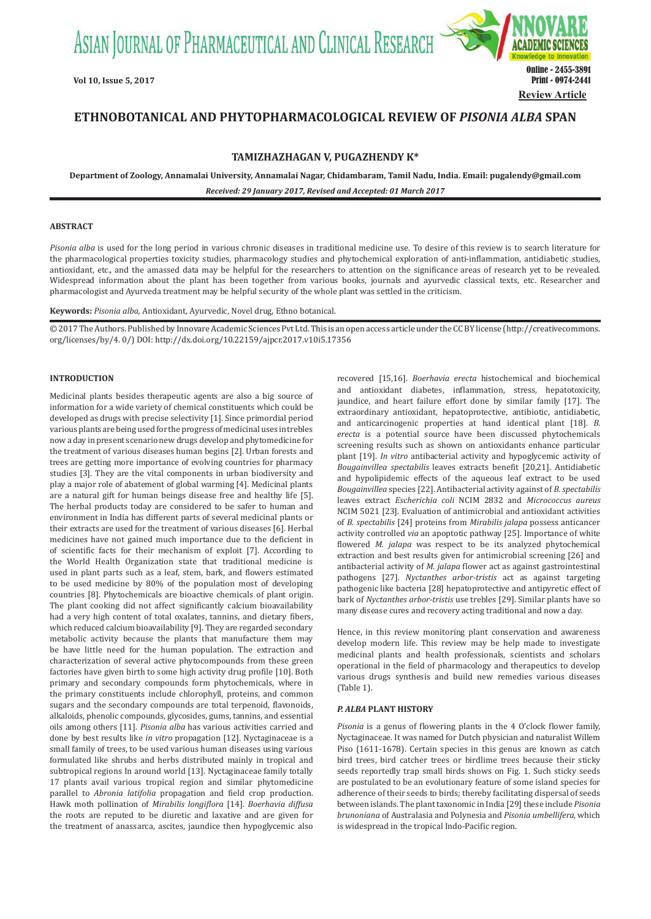**Review Article**

# ETHNOBOTANICAL AND PHYTOPHARMACOLOGICAL REVIEW OF *PISONIA ALBA* SPAN

**TAMIZHAZHAGAN V, PUGAZHENDY K\***

**Department of Zoology, Annamalai University, Annamalai Nagar, Chidambaram, Tamil Nadu, India. Email: pugalendy@gmail.com**

*Received: 29 January 2017, Revised and Accepted: 01 March 2017*

## ABSTRACT

*Pisonia alba* is used for the long period in various chronic diseases in traditional medicine use. To desire of this review is to search literature for the pharmacological properties toxicity studies, pharmacology studies and phytochemical exploration of anti-inflammation, antidiabetic studies, antioxidant, etc., and the amassed data may be helpful for the researchers to attention on the significance areas of research yet to be revealed. Widespread information about the plant has been together from various books, journals and ayurvedic classical texts, etc. Researcher and pharmacologist and Ayurveda treatment may be helpful security of the whole plant was settled in the criticism.

**Keywords:** *Pisonia alba,* Antioxidant, Ayurvedic, Novel drug, Ethno botanical.

© 2017 The Authors. Published by Innovare Academic Sciences Pvt Ltd. This is an open access article under the CC BY license (http://creativecommons.org/licenses/by/4. 0/) DOI: http://dx.doi.org/10.22159/ajpcr.2017.v10i5.17356

## INTRODUCTION

Medicinal plants besides therapeutic agents are also a big source of information for a wide variety of chemical constituents which could be developed as drugs with precise selectivity [1]. Since primordial period various plants are being used for the progress of medicinal uses in trebles now a day in present scenario new drugs develop and phytomedicine for the treatment of various diseases human begins [2]. Urban forests and trees are getting more importance of evolving countries for pharmacy studies [3]. They are the vital components in urban biodiversity and play a major role of abatement of global warming [4]. Medicinal plants are a natural gift for human beings disease free and healthy life [5]. The herbal products today are considered to be safer to human and environment in India has different parts of several medicinal plants or their extracts are used for the treatment of various diseases [6]. Herbal medicines have not gained much importance due to the deficient in of scientific facts for their mechanism of exploit [7]. According to the World Health Organization state that traditional medicine is used in plant parts such as a leaf, stem, bark, and flowers estimated to be used medicine by 80% of the population most of developing countries [8]. Phytochemicals are bioactive chemicals of plant origin. The plant cooking did not affect significantly calcium bioavailability had a very high content of total oxalates, tannins, and dietary fibers, which reduced calcium bioavailability [9]. They are regarded secondary metabolic activity because the plants that manufacture them may be have little need for the human population. The extraction and characterization of several active phytocompounds from these green factories have given birth to some high activity drug profile [10]. Both primary and secondary compounds form phytochemicals, where in the primary constituents include chlorophyll, proteins, and common sugars and the secondary compounds are total terpenoid, flavonoids, alkaloids, phenolic compounds, glycosides, gums, tannins, and essential oils among others [11]. *Pisonia alba* has various activities carried and done by best results like *in vitro* propagation [12]. Nyctaginaceae is a small family of trees, to be used various human diseases using various formulated like shrubs and herbs distributed mainly in tropical and subtropical regions In around world [13]. Nyctaginaceae family totally 17 plants avail various tropical region and similar phytomedicine parallel to *Abronia latifolia* propagation and field crop production. Hawk moth pollination of *Mirabilis longiflora* [14]. *Boerhavia diffusa* the roots are reputed to be diuretic and laxative and are given for the treatment of anassarca, ascites, jaundice then hypoglycemic also recovered [15,16]. *Boerhavia erecta* histochemical and biochemical and antioxidant diabetes, inflammation, stress, hepatotoxicity, jaundice, and heart failure effort done by similar family [17]. The extraordinary antioxidant, hepatoprotective, antibiotic, antidiabetic, and anticarcinogenic properties at hand identical plant [18]. *B. erecta* is a potential source have been discussed phytochemicals screening results such as shown on antioxidants enhance particular plant [19]. *In vitro* antibacterial activity and hypoglycemic activity of *Bougainvillea spectabilis* leaves extracts benefit [20,21]. Antidiabetic and hypolipidemic effects of the aqueous leaf extract to be used *Bougainvillea* species [22]. Antibacterial activity against of *B. spectabilis* leaves extract *Escherichia coli* NCIM 2832 and *Micrococcus aureus* NCIM 5021 [23]. Evaluation of antimicrobial and antioxidant activities of *B. spectabilis* [24] proteins from *Mirabilis jalapa* possess anticancer activity controlled *via* an apoptotic pathway [25]. Importance of white flowered *M. jalapa* was respect to be its analyzed phytochemical extraction and best results given for antimicrobial screening [26] and antibacterial activity of *M. jalapa* flower act as against gastrointestinal pathogens [27]. *Nyctanthes arbor-tristis* act as against targeting pathogenic like bacteria [28] hepatoprotective and antipyretic effect of bark of *Nyctanthes arbor-tristis* use trebles [29]. Similar plants have so many disease cures and recovery acting traditional and now a day.

Hence, in this review monitoring plant conservation and awareness develop modern life. This review may be help made to investigate medicinal plants and health professionals, scientists and scholars operational in the field of pharmacology and therapeutics to develop various drugs synthesis and build new remedies various diseases (Table 1).

### *P. ALBA* PLANT HISTORY

*Pisonia* is a genus of flowering plants in the 4 O'clock flower family, Nyctaginaceae. It was named for Dutch physician and naturalist Willem Piso (1611-1678). Certain species in this genus are known as catch bird trees, bird catcher trees or birdlime trees because their sticky seeds reportedly trap small birds shows on Fig. 1. Such sticky seeds are postulated to be an evolutionary feature of some island species for adherence of their seeds to birds; thereby facilitating dispersal of seeds between islands. The plant taxonomic in India [29] these include *Pisonia brunoniana* of Australasia and Polynesia and *Pisonia umbellifera*, which is widespread in the tropical Indo-Pacific region.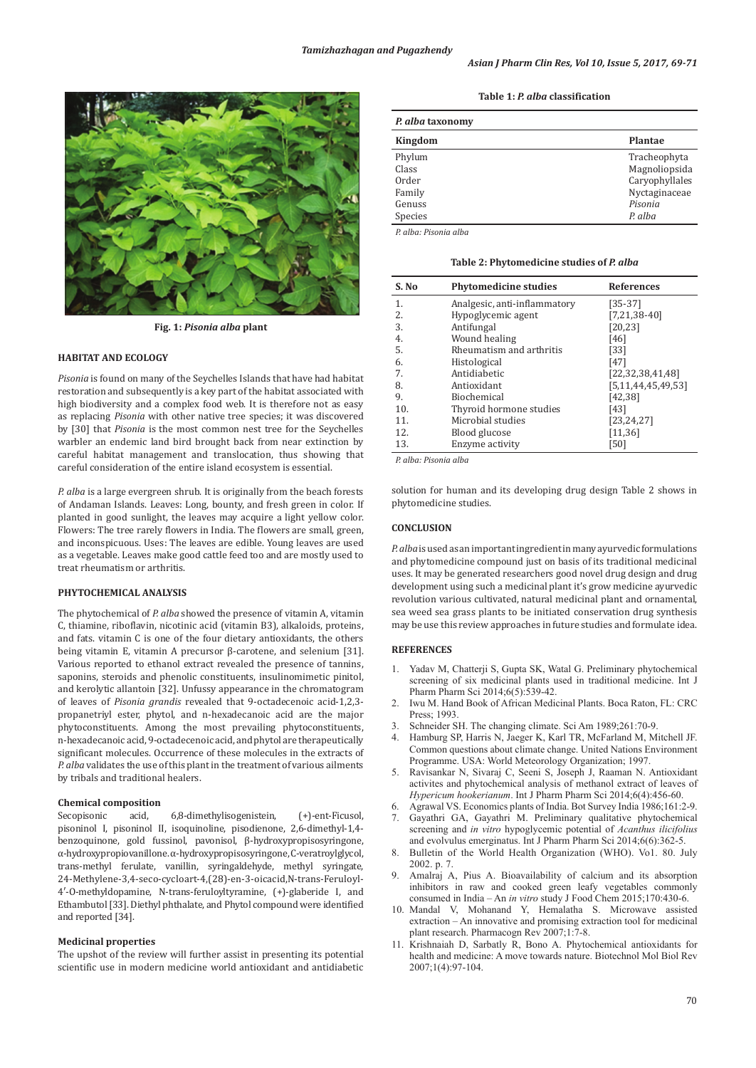Fig. 1: *Pisonia alba* plant

### HABITAT AND ECOLOGY

*Pisonia* is found on many of the Seychelles Islands that have had habitat restoration and subsequently is a key part of the habitat associated with high biodiversity and a complex food web. It is therefore not as easy as replacing *Pisonia* with other native tree species; it was discovered by [30] that *Pisonia* is the most common nest tree for the Seychelles warbler an endemic land bird brought back from near extinction by careful habitat management and translocation, thus showing that careful consideration of the entire island ecosystem is essential.

*P. alba* is a large evergreen shrub. It is originally from the beach forests of Andaman Islands. Leaves: Long, bounty, and fresh green in color. If planted in good sunlight, the leaves may acquire a light yellow color. Flowers: The tree rarely flowers in India. The flowers are small, green, and inconspicuous. Uses: The leaves are edible. Young leaves are used as a vegetable. Leaves make good cattle feed too and are mostly used to treat rheumatism or arthritis.

### PHYTOCHEMICAL ANALYSIS

The phytochemical of *P. alba* showed the presence of vitamin A, vitamin C, thiamine, riboflavin, nicotinic acid (vitamin B3), alkaloids, proteins, and fats. vitamin C is one of the four dietary antioxidants, the others being vitamin E, vitamin A precursor β-carotene, and selenium [31]. Various reported to ethanol extract revealed the presence of tannins, saponins, steroids and phenolic constituents, insulinomimetic pinitol, and kerolytic allantoin [32]. Unfussy appearance in the chromatogram of leaves of *Pisonia grandis* revealed that 9-octadecenoic acid-1,2,3-propanetriyl ester, phytol, and n-hexadecanoic acid are the major phytoconstituents. Among the most prevailing phytoconstituents, n-hexadecanoic acid, 9-octadecenoic acid, and phytol are therapeutically significant molecules. Occurrence of these molecules in the extracts of *P. alba* validates the use of this plant in the treatment of various ailments by tribals and traditional healers.

#### Chemical composition

Secopisonic acid, 6,8-dimethylisogenistein, (+)-ent-Ficusol, pisoninol I, pisoninol II, isoquinoline, pisodienone, 2,6-dimethyl-1,4-benzoquinone, gold fussinol, pavonisol, β-hydroxypropisosyringone, α-hydroxypropiovanillone. α-hydroxypropisosyringone, C-veratroylglycol, trans-methyl ferulate, vanillin, syringaldehyde, methyl syringate, 24-Methylene-3,4-seco-cycloart-4,(28)-en-3-oicacid, N-trans-Feruloyl-4′-O-methyldopamine, N-trans-feruloyltyramine, (+)-glaberide I, and Ethambutol [33]. Diethyl phthalate, and Phytol compound were identified and reported [34].

#### Medicinal properties

The upshot of the review will further assist in presenting its potential scientific use in modern medicine world antioxidant and antidiabetic solution for human and its developing drug design Table 2 shows in phytomedicine studies.

**Table 1: *P. alba* classification**

| *P. alba* taxonomy | |
|---|---|
| **Kingdom** | **Plantae** |
| Phylum | Tracheophyta |
| Class | Magnoliopsida |
| Order | Caryophyllales |
| Family | Nyctaginaceae |
| Genuss | *Pisonia* |
| Species | *P. alba* |

*P. alba: Pisonia alba*

**Table 2: Phytomedicine studies of *P. alba***

| S. No | Phytomedicine studies | References |
|---|---|---|
| 1. | Analgesic, anti-inflammatory | [35-37] |
| 2. | Hypoglycemic agent | [7,21,38-40] |
| 3. | Antifungal | [20,23] |
| 4. | Wound healing | [46] |
| 5. | Rheumatism and arthritis | [33] |
| 6. | Histological | [47] |
| 7. | Antidiabetic | [22,32,38,41,48] |
| 8. | Antioxidant | [5,11,44,45,49,53] |
| 9. | Biochemical | [42,38] |
| 10. | Thyroid hormone studies | [43] |
| 11. | Microbial studies | [23,24,27] |
| 12. | Blood glucose | [11,36] |
| 13. | Enzyme activity | [50] |

*P. alba: Pisonia alba*

### CONCLUSION

*P. alba* is used as an important ingredient in many ayurvedic formulations and phytomedicine compound just on basis of its traditional medicinal uses. It may be generated researchers good novel drug design and drug development using such a medicinal plant it's grow medicine ayurvedic revolution various cultivated, natural medicinal plant and ornamental, sea weed sea grass plants to be initiated conservation drug synthesis may be use this review approaches in future studies and formulate idea.

### REFERENCES

1. Yadav M, Chatterji S, Gupta SK, Watal G. Preliminary phytochemical screening of six medicinal plants used in traditional medicine. Int J Pharm Pharm Sci 2014;6(5):539-42.
2. Iwu M. Hand Book of African Medicinal Plants. Boca Raton, FL: CRC Press; 1993.
3. Schneider SH. The changing climate. Sci Am 1989;261:70-9.
4. Hamburg SP, Harris N, Jaeger K, Karl TR, McFarland M, Mitchell JF. Common questions about climate change. United Nations Environment Programme. USA: World Meteorology Organization; 1997.
5. Ravisankar N, Sivaraj C, Seeni S, Joseph J, Raaman N. Antioxidant activites and phytochemical analysis of methanol extract of leaves of *Hypericum hookerianum*. Int J Pharm Pharm Sci 2014;6(4):456-60.
6. Agrawal VS. Economics plants of India. Bot Survey India 1986;161:2-9.
7. Gayathri GA, Gayathri M. Preliminary qualitative phytochemical screening and *in vitro* hypoglycemic potential of *Acanthus ilicifolius* and evolvulus emerginatus. Int J Pharm Pharm Sci 2014;6(6):362-5.
8. Bulletin of the World Health Organization (WHO). Vo1. 80. July 2002. p. 7.
9. Amalraj A, Pius A. Bioavailability of calcium and its absorption inhibitors in raw and cooked green leafy vegetables commonly consumed in India – An *in vitro* study J Food Chem 2015;170:430-6.
10. Mandal V, Mohanand Y, Hemalatha S. Microwave assisted extraction – An innovative and promising extraction tool for medicinal plant research. Pharmacogn Rev 2007;1:7-8.
11. Krishnaiah D, Sarbatly R, Bono A. Phytochemical antioxidants for health and medicine: A move towards nature. Biotechnol Mol Biol Rev 2007;1(4):97-104.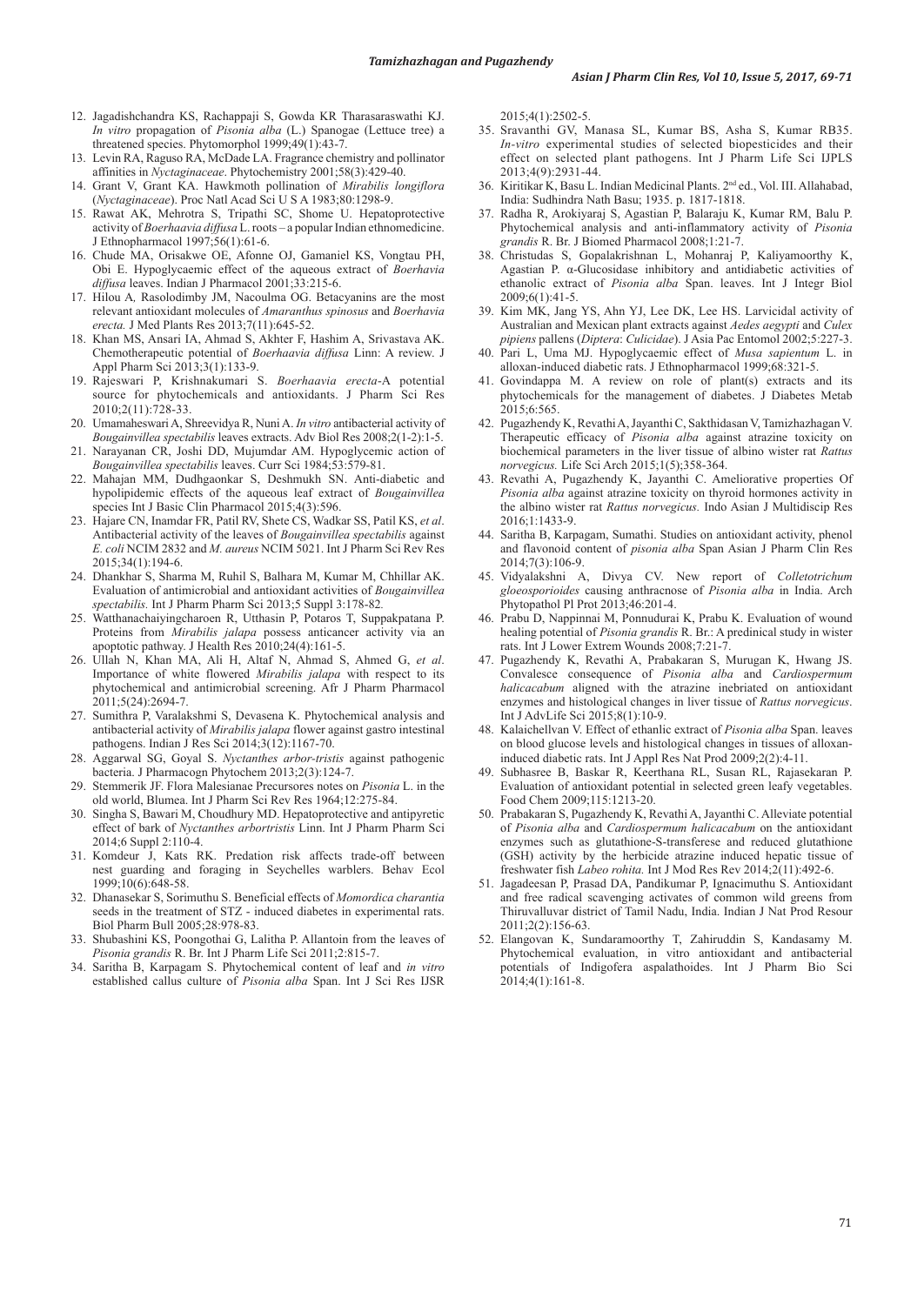12. Jagadishchandra KS, Rachappaji S, Gowda KR Tharasaraswathi KJ. *In vitro* propagation of *Pisonia alba* (L.) Spanogae (Lettuce tree) a threatened species. Phytomorphol 1999;49(1):43-7.
13. Levin RA, Raguso RA, McDade LA. Fragrance chemistry and pollinator affinities in *Nyctaginaceae*. Phytochemistry 2001;58(3):429-40.
14. Grant V, Grant KA. Hawkmoth pollination of *Mirabilis longiflora* (*Nyctaginaceae*). Proc Natl Acad Sci U S A 1983;80:1298-9.
15. Rawat AK, Mehrotra S, Tripathi SC, Shome U. Hepatoprotective activity of *Boerhaavia diffusa* L. roots – a popular Indian ethnomedicine. J Ethnopharmacol 1997;56(1):61-6.
16. Chude MA, Orisakwe OE, Afonne OJ, Gamaniel KS, Vongtau PH, Obi E. Hypoglycaemic effect of the aqueous extract of *Boerhavia diffusa* leaves. Indian J Pharmacol 2001;33:215-6.
17. Hilou A, Rasolodimby JM, Nacoulma OG. Betacyanins are the most relevant antioxidant molecules of *Amaranthus spinosus* and *Boerhavia erecta.* J Med Plants Res 2013;7(11):645-52.
18. Khan MS, Ansari IA, Ahmad S, Akhter F, Hashim A, Srivastava AK. Chemotherapeutic potential of *Boerhaavia diffusa* Linn: A review. J Appl Pharm Sci 2013;3(1):133-9.
19. Rajeswari P, Krishnakumari S. *Boerhaavia erecta*-A potential source for phytochemicals and antioxidants. J Pharm Sci Res 2010;2(11):728-33.
20. Umamaheswari A, Shreevidya R, Nuni A. *In vitro* antibacterial activity of *Bougainvillea spectabilis* leaves extracts. Adv Biol Res 2008;2(1-2):1-5.
21. Narayanan CR, Joshi DD, Mujumdar AM. Hypoglycemic action of *Bougainvillea spectabilis* leaves. Curr Sci 1984;53:579-81.
22. Mahajan MM, Dhudgaonkar S, Deshmukh SN. Anti-diabetic and hypolipidemic effects of the aqueous leaf extract of *Bougainvillea* species Int J Basic Clin Pharmacol 2015;4(3):596.
23. Hajare CN, Inamdar FR, Patil RV, Shete CS, Wadkar SS, Patil KS, *et al*. Antibacterial activity of the leaves of *Bougainvillea spectabilis* against *E. coli* NCIM 2832 and *M. aureus* NCIM 5021. Int J Pharm Sci Rev Res 2015;34(1):194-6.
24. Dhankhar S, Sharma M, Ruhil S, Balhara M, Kumar M, Chhillar AK. Evaluation of antimicrobial and antioxidant activities of *Bougainvillea spectabilis.* Int J Pharm Pharm Sci 2013;5 Suppl 3:178-82.
25. Watthanachaiyingcharoen R, Utthasin P, Potaros T, Suppakpatana P. Proteins from *Mirabilis jalapa* possess anticancer activity via an apoptotic pathway. J Health Res 2010;24(4):161-5.
26. Ullah N, Khan MA, Ali H, Altaf N, Ahmad S, Ahmed G, *et al*. Importance of white flowered *Mirabilis jalapa* with respect to its phytochemical and antimicrobial screening. Afr J Pharm Pharmacol 2011;5(24):2694-7.
27. Sumithra P, Varalakshmi S, Devasena K. Phytochemical analysis and antibacterial activity of *Mirabilis jalapa* flower against gastro intestinal pathogens. Indian J Res Sci 2014;3(12):1167-70.
28. Aggarwal SG, Goyal S. *Nyctanthes arbor-tristis* against pathogenic bacteria. J Pharmacogn Phytochem 2013;2(3):124-7.
29. Stemmerik JF. Flora Malesianae Precursores notes on *Pisonia* L. in the old world, Blumea. Int J Pharm Sci Rev Res 1964;12:275-84.
30. Singha S, Bawari M, Choudhury MD. Hepatoprotective and antipyretic effect of bark of *Nyctanthes arbortristis* Linn. Int J Pharm Pharm Sci 2014;6 Suppl 2:110-4.
31. Komdeur J, Kats RK. Predation risk affects trade-off between nest guarding and foraging in Seychelles warblers. Behav Ecol 1999;10(6):648-58.
32. Dhanasekar S, Sorimuthu S. Beneficial effects of *Momordica charantia* seeds in the treatment of STZ - induced diabetes in experimental rats. Biol Pharm Bull 2005;28:978-83.
33. Shubashini KS, Poongothai G, Lalitha P. Allantoin from the leaves of *Pisonia grandis* R. Br. Int J Pharm Life Sci 2011;2:815-7.
34. Saritha B, Karpagam S. Phytochemical content of leaf and *in vitro* established callus culture of *Pisonia alba* Span. Int J Sci Res IJSR 2015;4(1):2502-5.
35. Sravanthi GV, Manasa SL, Kumar BS, Asha S, Kumar RB35. *In-vitro* experimental studies of selected biopesticides and their effect on selected plant pathogens. Int J Pharm Life Sci IJPLS 2013;4(9):2931-44.
36. Kiritikar K, Basu L. Indian Medicinal Plants. 2nd ed., Vol. III. Allahabad, India: Sudhindra Nath Basu; 1935. p. 1817-1818.
37. Radha R, Arokiyaraj S, Agastian P, Balaraju K, Kumar RM, Balu P. Phytochemical analysis and anti-inflammatory activity of *Pisonia grandis* R. Br. J Biomed Pharmacol 2008;1:21-7.
38. Christudas S, Gopalakrishnan L, Mohanraj P, Kaliyamoorthy K, Agastian P. α-Glucosidase inhibitory and antidiabetic activities of ethanolic extract of *Pisonia alba* Span. leaves. Int J Integr Biol 2009;6(1):41-5.
39. Kim MK, Jang YS, Ahn YJ, Lee DK, Lee HS. Larvicidal activity of Australian and Mexican plant extracts against *Aedes aegypti* and *Culex pipiens* pallens (*Diptera*: *Culicidae*). J Asia Pac Entomol 2002;5:227-3.
40. Pari L, Uma MJ. Hypoglycaemic effect of *Musa sapientum* L. in alloxan-induced diabetic rats. J Ethnopharmacol 1999;68:321-5.
41. Govindappa M. A review on role of plant(s) extracts and its phytochemicals for the management of diabetes. J Diabetes Metab 2015;6:565.
42. Pugazhendy K, Revathi A, Jayanthi C, Sakthidasan V, Tamizhazhagan V. Therapeutic efficacy of *Pisonia alba* against atrazine toxicity on biochemical parameters in the liver tissue of albino wister rat *Rattus norvegicus.* Life Sci Arch 2015;1(5);358-364.
43. Revathi A, Pugazhendy K, Jayanthi C. Ameliorative properties Of *Pisonia alba* against atrazine toxicity on thyroid hormones activity in the albino wister rat *Rattus norvegicus.* Indo Asian J Multidiscip Res 2016;1:1433-9.
44. Saritha B, Karpagam, Sumathi. Studies on antioxidant activity, phenol and flavonoid content of *pisonia alba* Span Asian J Pharm Clin Res 2014;7(3):106-9.
45. Vidyalakshni A, Divya CV. New report of *Colletotrichum gloeosporioides* causing anthracnose of *Pisonia alba* in India. Arch Phytopathol Pl Prot 2013;46:201-4.
46. Prabu D, Nappinnai M, Ponnudurai K, Prabu K. Evaluation of wound healing potential of *Pisonia grandis* R. Br.: A predinical study in wister rats. Int J Lower Extrem Wounds 2008;7:21-7.
47. Pugazhendy K, Revathi A, Prabakaran S, Murugan K, Hwang JS. Convalesce consequence of *Pisonia alba* and *Cardiospermum halicacabum* aligned with the atrazine inebriated on antioxidant enzymes and histological changes in liver tissue of *Rattus norvegicus*. Int J AdvLife Sci 2015;8(1):10-9.
48. Kalaichellvan V. Effect of ethanlic extract of *Pisonia alba* Span. leaves on blood glucose levels and histological changes in tissues of alloxan-induced diabetic rats. Int J Appl Res Nat Prod 2009;2(2):4-11.
49. Subhasree B, Baskar R, Keerthana RL, Susan RL, Rajasekaran P. Evaluation of antioxidant potential in selected green leafy vegetables. Food Chem 2009;115:1213-20.
50. Prabakaran S, Pugazhendy K, Revathi A, Jayanthi C. Alleviate potential of *Pisonia alba* and *Cardiospermum halicacabum* on the antioxidant enzymes such as glutathione-S-transferese and reduced glutathione (GSH) activity by the herbicide atrazine induced hepatic tissue of freshwater fish *Labeo rohita.* Int J Mod Res Rev 2014;2(11):492-6.
51. Jagadeesan P, Prasad DA, Pandikumar P, Ignacimuthu S. Antioxidant and free radical scavenging activates of common wild greens from Thiruvalluvar district of Tamil Nadu, India. Indian J Nat Prod Resour 2011;2(2):156-63.
52. Elangovan K, Sundaramoorthy T, Zahiruddin S, Kandasamy M. Phytochemical evaluation, in vitro antioxidant and antibacterial potentials of Indigofera aspalathoides. Int J Pharm Bio Sci 2014;4(1):161-8.